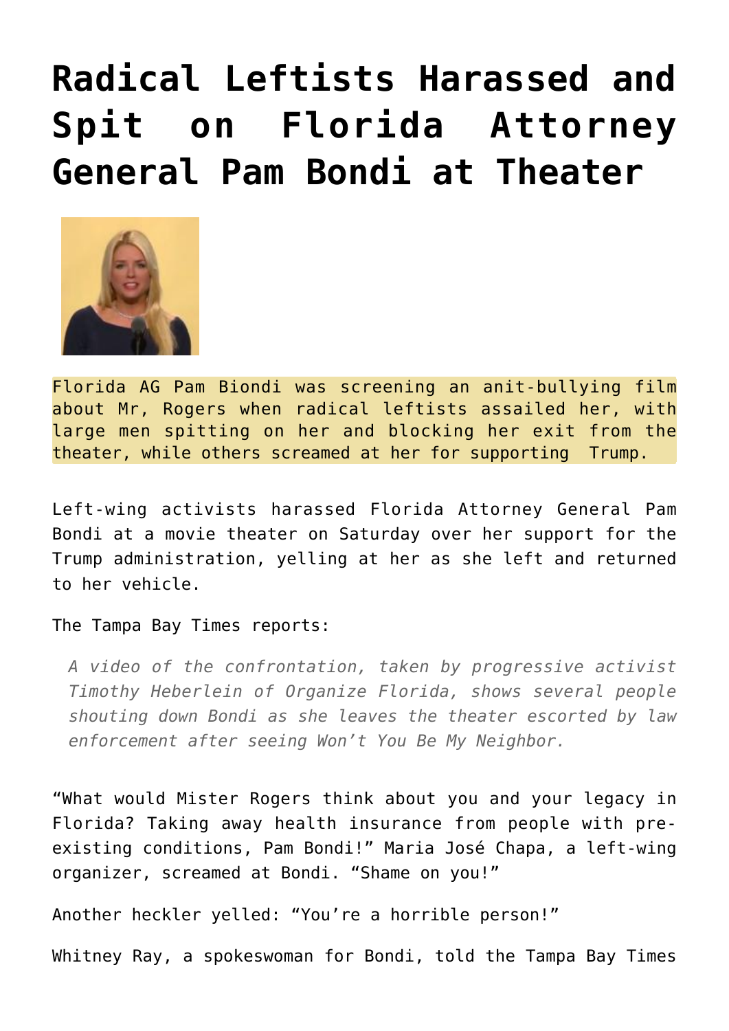# Radical Leftists Harassed and Spit on Florida Attorney General Pam Bondi at Theater

Florida AG Pam Biondi was screening an anit-bullying film about Mr, Rogers when radical leftists assailed her, with large men spitting on her and blocking her exit from the theater, while others screamed at her for supporting Trump.

Left-wing activists harassed Florida Attorney General Pam Bondi at a movie theater on Saturday over her support for the Trump administration, yelling at her as she left and returned to her vehicle.

The Tampa Bay Times reports:

> *A video of the confrontation, taken by progressive activist Timothy Heberlein of Organize Florida, shows several people shouting down Bondi as she leaves the theater escorted by law enforcement after seeing Won't You Be My Neighbor.*

"What would Mister Rogers think about you and your legacy in Florida? Taking away health insurance from people with pre-existing conditions, Pam Bondi!" Maria José Chapa, a left-wing organizer, screamed at Bondi. "Shame on you!"

Another heckler yelled: "You're a horrible person!"

Whitney Ray, a spokeswoman for Bondi, told the Tampa Bay Times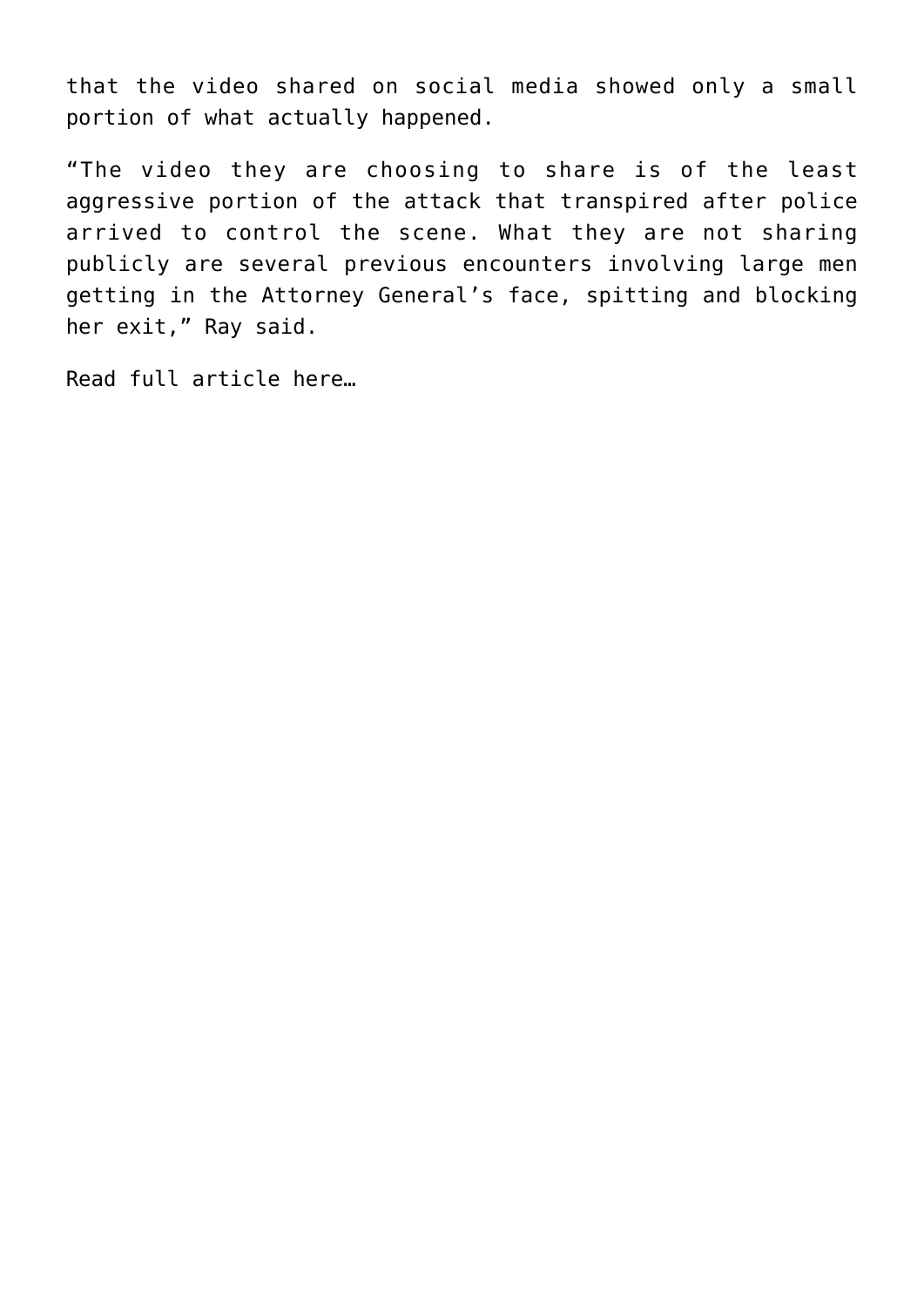that the video shared on social media showed only a small portion of what actually happened.

"The video they are choosing to share is of the least aggressive portion of the attack that transpired after police arrived to control the scene. What they are not sharing publicly are several previous encounters involving large men getting in the Attorney General's face, spitting and blocking her exit," Ray said.

Read full article here…